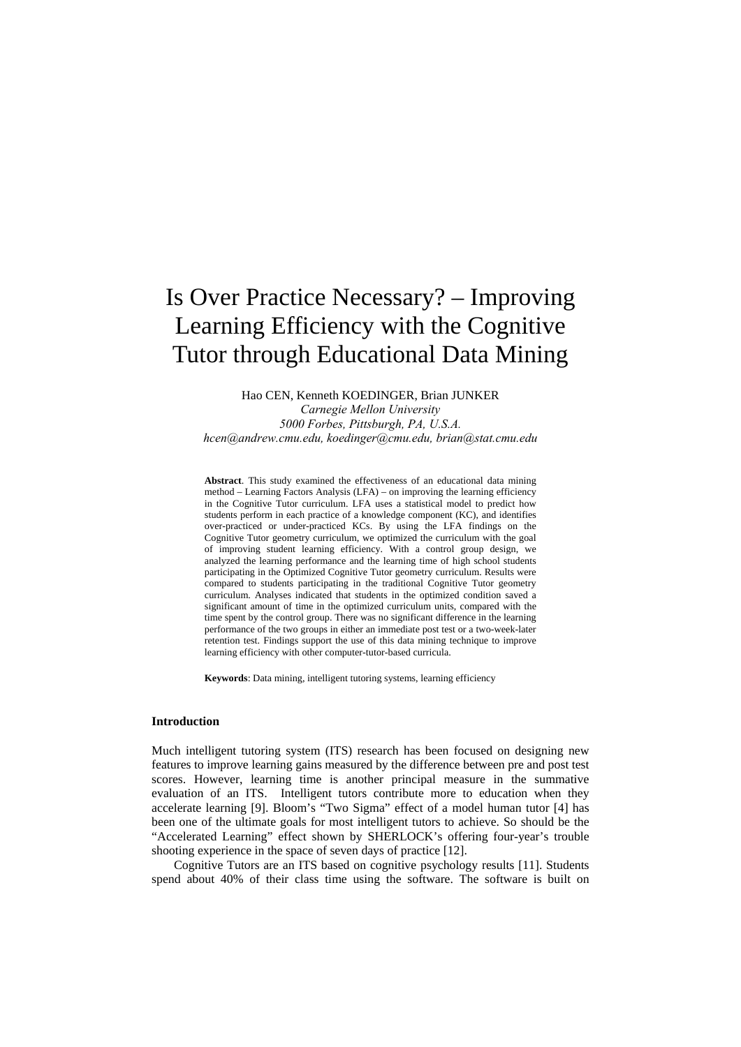# Is Over Practice Necessary? – Improving Learning Efficiency with the Cognitive Tutor through Educational Data Mining

Hao CEN, Kenneth KOEDINGER, Brian JUNKER
*Carnegie Mellon University*
*5000 Forbes, Pittsburgh, PA, U.S.A.*
*hcen@andrew.cmu.edu, koedinger@cmu.edu, brian@stat.cmu.edu*

**Abstract**. This study examined the effectiveness of an educational data mining method – Learning Factors Analysis (LFA) – on improving the learning efficiency in the Cognitive Tutor curriculum. LFA uses a statistical model to predict how students perform in each practice of a knowledge component (KC), and identifies over-practiced or under-practiced KCs. By using the LFA findings on the Cognitive Tutor geometry curriculum, we optimized the curriculum with the goal of improving student learning efficiency. With a control group design, we analyzed the learning performance and the learning time of high school students participating in the Optimized Cognitive Tutor geometry curriculum. Results were compared to students participating in the traditional Cognitive Tutor geometry curriculum. Analyses indicated that students in the optimized condition saved a significant amount of time in the optimized curriculum units, compared with the time spent by the control group. There was no significant difference in the learning performance of the two groups in either an immediate post test or a two-week-later retention test. Findings support the use of this data mining technique to improve learning efficiency with other computer-tutor-based curricula.

**Keywords**: Data mining, intelligent tutoring systems, learning efficiency

### Introduction

Much intelligent tutoring system (ITS) research has been focused on designing new features to improve learning gains measured by the difference between pre and post test scores. However, learning time is another principal measure in the summative evaluation of an ITS. Intelligent tutors contribute more to education when they accelerate learning [9]. Bloom's "Two Sigma" effect of a model human tutor [4] has been one of the ultimate goals for most intelligent tutors to achieve. So should be the "Accelerated Learning" effect shown by SHERLOCK's offering four-year's trouble shooting experience in the space of seven days of practice [12].

Cognitive Tutors are an ITS based on cognitive psychology results [11]. Students spend about 40% of their class time using the software. The software is built on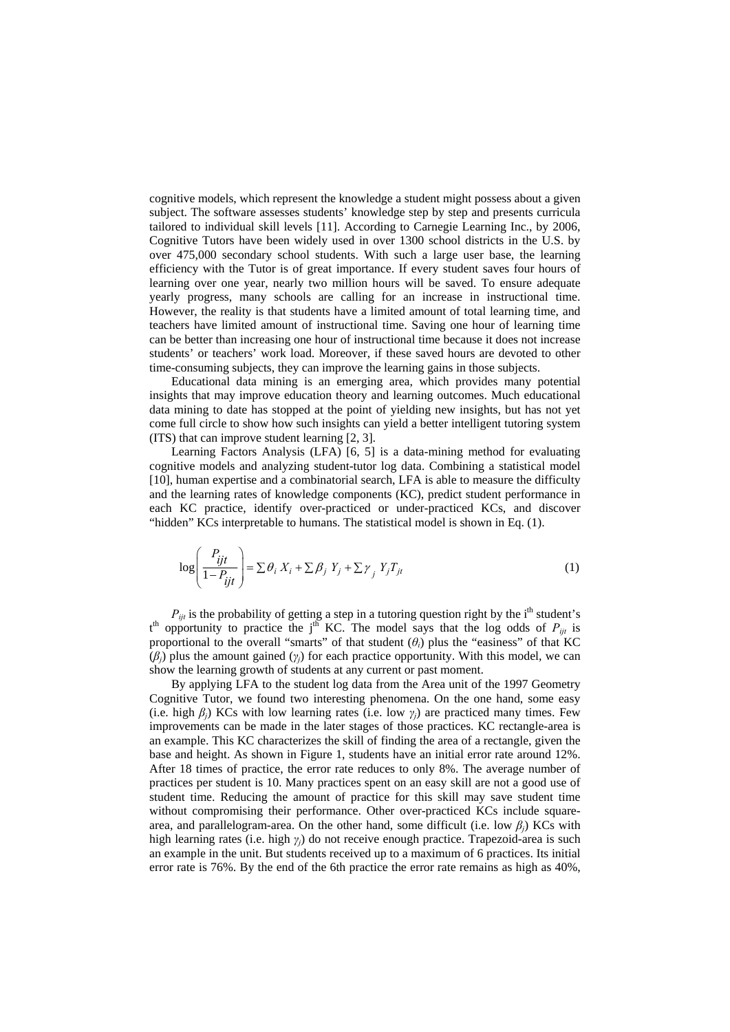cognitive models, which represent the knowledge a student might possess about a given subject. The software assesses students' knowledge step by step and presents curricula tailored to individual skill levels [11]. According to Carnegie Learning Inc., by 2006, Cognitive Tutors have been widely used in over 1300 school districts in the U.S. by over 475,000 secondary school students. With such a large user base, the learning efficiency with the Tutor is of great importance. If every student saves four hours of learning over one year, nearly two million hours will be saved. To ensure adequate yearly progress, many schools are calling for an increase in instructional time. However, the reality is that students have a limited amount of total learning time, and teachers have limited amount of instructional time. Saving one hour of learning time can be better than increasing one hour of instructional time because it does not increase students' or teachers' work load. Moreover, if these saved hours are devoted to other time-consuming subjects, they can improve the learning gains in those subjects.

Educational data mining is an emerging area, which provides many potential insights that may improve education theory and learning outcomes. Much educational data mining to date has stopped at the point of yielding new insights, but has not yet come full circle to show how such insights can yield a better intelligent tutoring system (ITS) that can improve student learning [2, 3].

Learning Factors Analysis (LFA) [6, 5] is a data-mining method for evaluating cognitive models and analyzing student-tutor log data. Combining a statistical model [10], human expertise and a combinatorial search, LFA is able to measure the difficulty and the learning rates of knowledge components (KC), predict student performance in each KC practice, identify over-practiced or under-practiced KCs, and discover "hidden" KCs interpretable to humans. The statistical model is shown in Eq. (1).

$$\log\left(\frac{P_{ijt}}{1-P_{ijt}}\right) = \sum \theta_i X_i + \sum \beta_j Y_j + \sum \gamma_j Y_j T_{jt} \tag{1}$$

$P_{ijt}$ is the probability of getting a step in a tutoring question right by the i[th] student's t[th] opportunity to practice the j[th] KC. The model says that the log odds of $P_{ijt}$ is proportional to the overall "smarts" of that student ($\theta_i$) plus the "easiness" of that KC ($\beta_j$) plus the amount gained ($\gamma_j$) for each practice opportunity. With this model, we can show the learning growth of students at any current or past moment.

By applying LFA to the student log data from the Area unit of the 1997 Geometry Cognitive Tutor, we found two interesting phenomena. On the one hand, some easy (i.e. high $\beta_j$) KCs with low learning rates (i.e. low $\gamma_j$) are practiced many times. Few improvements can be made in the later stages of those practices. KC rectangle-area is an example. This KC characterizes the skill of finding the area of a rectangle, given the base and height. As shown in Figure 1, students have an initial error rate around 12%. After 18 times of practice, the error rate reduces to only 8%. The average number of practices per student is 10. Many practices spent on an easy skill are not a good use of student time. Reducing the amount of practice for this skill may save student time without compromising their performance. Other over-practiced KCs include square-area, and parallelogram-area. On the other hand, some difficult (i.e. low $\beta_j$) KCs with high learning rates (i.e. high $\gamma_j$) do not receive enough practice. Trapezoid-area is such an example in the unit. But students received up to a maximum of 6 practices. Its initial error rate is 76%. By the end of the 6th practice the error rate remains as high as 40%,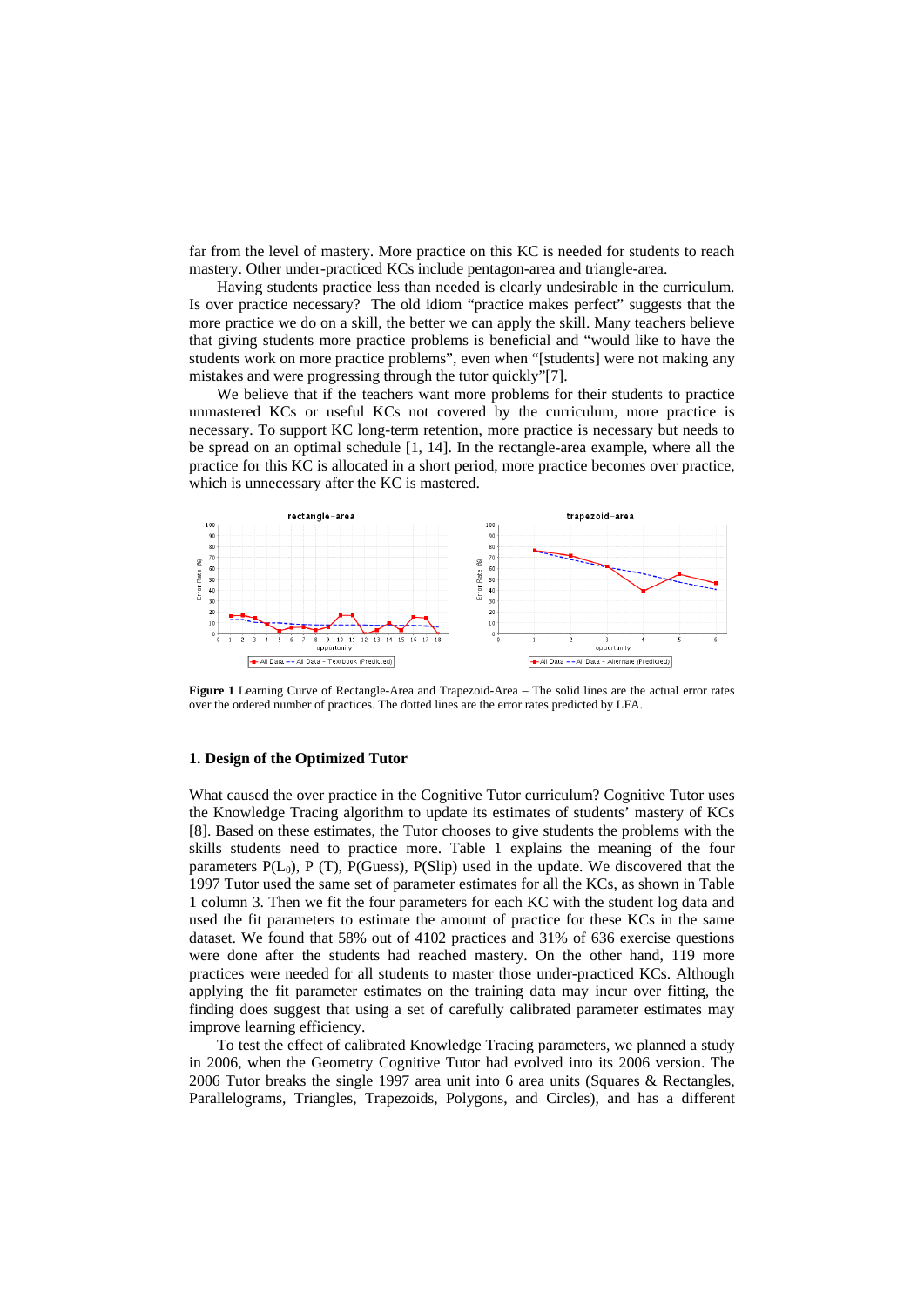far from the level of mastery. More practice on this KC is needed for students to reach mastery. Other under-practiced KCs include pentagon-area and triangle-area.

Having students practice less than needed is clearly undesirable in the curriculum. Is over practice necessary? The old idiom "practice makes perfect" suggests that the more practice we do on a skill, the better we can apply the skill. Many teachers believe that giving students more practice problems is beneficial and "would like to have the students work on more practice problems", even when "[students] were not making any mistakes and were progressing through the tutor quickly"[7].

We believe that if the teachers want more problems for their students to practice unmastered KCs or useful KCs not covered by the curriculum, more practice is necessary. To support KC long-term retention, more practice is necessary but needs to be spread on an optimal schedule [1, 14]. In the rectangle-area example, where all the practice for this KC is allocated in a short period, more practice becomes over practice, which is unnecessary after the KC is mastered.

**Figure 1** Learning Curve of Rectangle-Area and Trapezoid-Area – The solid lines are the actual error rates over the ordered number of practices. The dotted lines are the error rates predicted by LFA.

## 1. Design of the Optimized Tutor

What caused the over practice in the Cognitive Tutor curriculum? Cognitive Tutor uses the Knowledge Tracing algorithm to update its estimates of students' mastery of KCs [8]. Based on these estimates, the Tutor chooses to give students the problems with the skills students need to practice more. Table 1 explains the meaning of the four parameters $P(L_0)$, $P(T)$, P(Guess), P(Slip) used in the update. We discovered that the 1997 Tutor used the same set of parameter estimates for all the KCs, as shown in Table 1 column 3. Then we fit the four parameters for each KC with the student log data and used the fit parameters to estimate the amount of practice for these KCs in the same dataset. We found that 58% out of 4102 practices and 31% of 636 exercise questions were done after the students had reached mastery. On the other hand, 119 more practices were needed for all students to master those under-practiced KCs. Although applying the fit parameter estimates on the training data may incur over fitting, the finding does suggest that using a set of carefully calibrated parameter estimates may improve learning efficiency.

To test the effect of calibrated Knowledge Tracing parameters, we planned a study in 2006, when the Geometry Cognitive Tutor had evolved into its 2006 version. The 2006 Tutor breaks the single 1997 area unit into 6 area units (Squares & Rectangles, Parallelograms, Triangles, Trapezoids, Polygons, and Circles), and has a different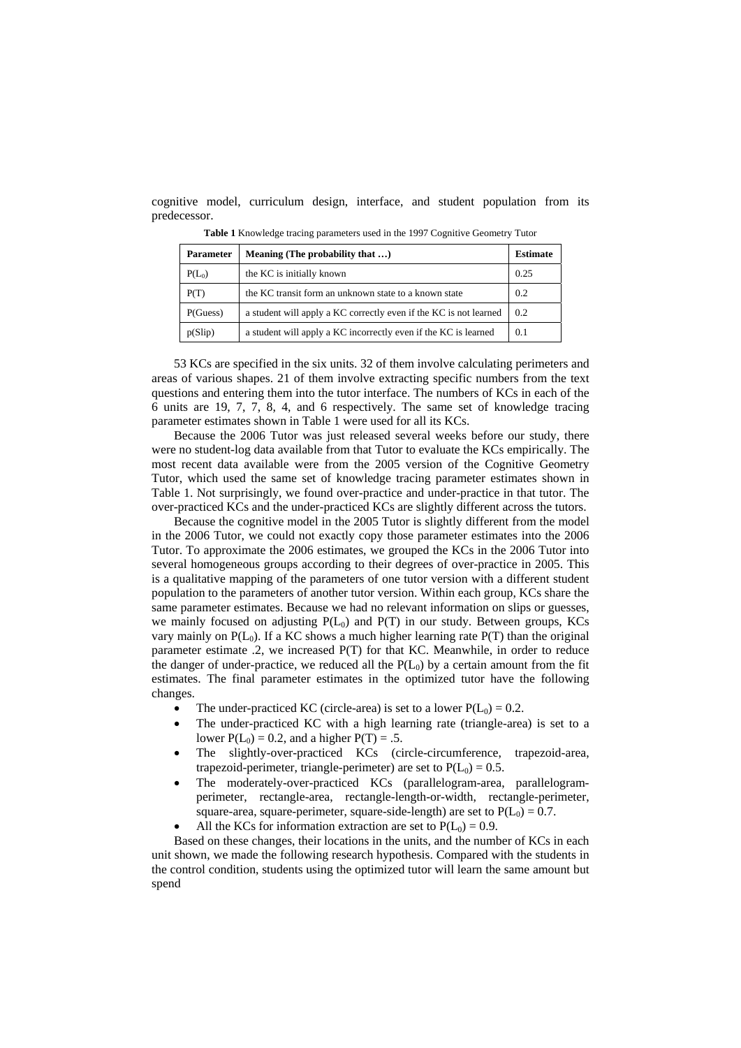cognitive model, curriculum design, interface, and student population from its predecessor.

**Table 1** Knowledge tracing parameters used in the 1997 Cognitive Geometry Tutor

| Parameter | Meaning (The probability that …) | Estimate |
|---|---|---|
| $P(L_0)$ | the KC is initially known | 0.25 |
| P(T) | the KC transit form an unknown state to a known state | 0.2 |
| P(Guess) | a student will apply a KC correctly even if the KC is not learned | 0.2 |
| p(Slip) | a student will apply a KC incorrectly even if the KC is learned | 0.1 |

53 KCs are specified in the six units. 32 of them involve calculating perimeters and areas of various shapes. 21 of them involve extracting specific numbers from the text questions and entering them into the tutor interface. The numbers of KCs in each of the 6 units are 19, 7, 7, 8, 4, and 6 respectively. The same set of knowledge tracing parameter estimates shown in Table 1 were used for all its KCs.

Because the 2006 Tutor was just released several weeks before our study, there were no student-log data available from that Tutor to evaluate the KCs empirically. The most recent data available were from the 2005 version of the Cognitive Geometry Tutor, which used the same set of knowledge tracing parameter estimates shown in Table 1. Not surprisingly, we found over-practice and under-practice in that tutor. The over-practiced KCs and the under-practiced KCs are slightly different across the tutors.

Because the cognitive model in the 2005 Tutor is slightly different from the model in the 2006 Tutor, we could not exactly copy those parameter estimates into the 2006 Tutor. To approximate the 2006 estimates, we grouped the KCs in the 2006 Tutor into several homogeneous groups according to their degrees of over-practice in 2005. This is a qualitative mapping of the parameters of one tutor version with a different student population to the parameters of another tutor version. Within each group, KCs share the same parameter estimates. Because we had no relevant information on slips or guesses, we mainly focused on adjusting $P(L_0)$ and P(T) in our study. Between groups, KCs vary mainly on $P(L_0)$. If a KC shows a much higher learning rate P(T) than the original parameter estimate .2, we increased P(T) for that KC. Meanwhile, in order to reduce the danger of under-practice, we reduced all the $P(L_0)$ by a certain amount from the fit estimates. The final parameter estimates in the optimized tutor have the following changes.

- The under-practiced KC (circle-area) is set to a lower $P(L_0) = 0.2$.
- The under-practiced KC with a high learning rate (triangle-area) is set to a lower $P(L_0) = 0.2$, and a higher $P(T) = .5$.
- The slightly-over-practiced KCs (circle-circumference, trapezoid-area, trapezoid-perimeter, triangle-perimeter) are set to $P(L_0) = 0.5$.
- The moderately-over-practiced KCs (parallelogram-area, parallelogram-perimeter, rectangle-area, rectangle-length-or-width, rectangle-perimeter, square-area, square-perimeter, square-side-length) are set to $P(L_0) = 0.7$.
- All the KCs for information extraction are set to $P(L_0) = 0.9$.

Based on these changes, their locations in the units, and the number of KCs in each unit shown, we made the following research hypothesis. Compared with the students in the control condition, students using the optimized tutor will learn the same amount but spend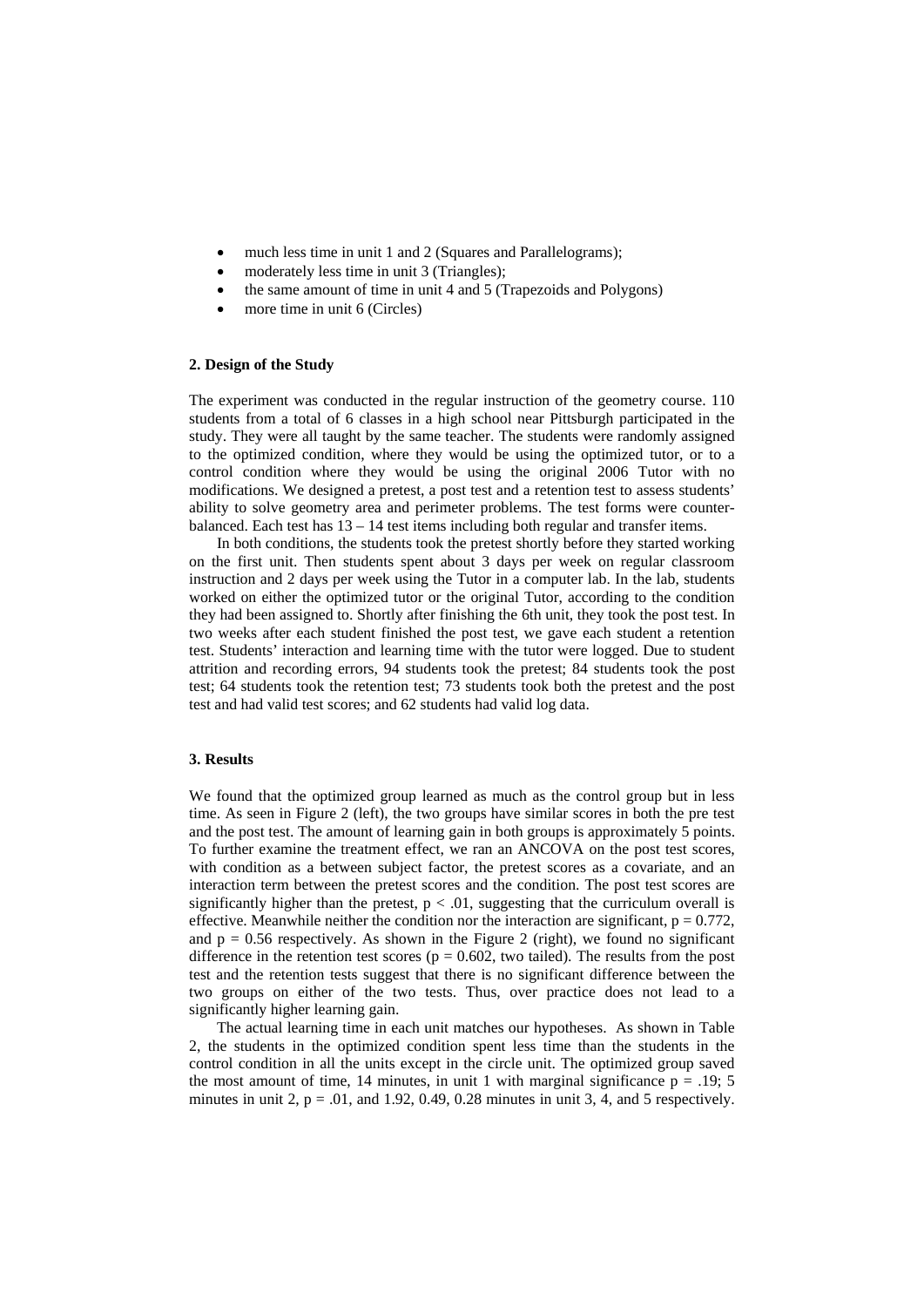- much less time in unit 1 and 2 (Squares and Parallelograms);
- moderately less time in unit 3 (Triangles);
- the same amount of time in unit 4 and 5 (Trapezoids and Polygons)
- more time in unit 6 (Circles)

### 2. Design of the Study

The experiment was conducted in the regular instruction of the geometry course. 110 students from a total of 6 classes in a high school near Pittsburgh participated in the study. They were all taught by the same teacher. The students were randomly assigned to the optimized condition, where they would be using the optimized tutor, or to a control condition where they would be using the original 2006 Tutor with no modifications. We designed a pretest, a post test and a retention test to assess students' ability to solve geometry area and perimeter problems. The test forms were counter-balanced. Each test has 13 – 14 test items including both regular and transfer items.

In both conditions, the students took the pretest shortly before they started working on the first unit. Then students spent about 3 days per week on regular classroom instruction and 2 days per week using the Tutor in a computer lab. In the lab, students worked on either the optimized tutor or the original Tutor, according to the condition they had been assigned to. Shortly after finishing the 6th unit, they took the post test. In two weeks after each student finished the post test, we gave each student a retention test. Students' interaction and learning time with the tutor were logged. Due to student attrition and recording errors, 94 students took the pretest; 84 students took the post test; 64 students took the retention test; 73 students took both the pretest and the post test and had valid test scores; and 62 students had valid log data.

### 3. Results

We found that the optimized group learned as much as the control group but in less time. As seen in Figure 2 (left), the two groups have similar scores in both the pre test and the post test. The amount of learning gain in both groups is approximately 5 points. To further examine the treatment effect, we ran an ANCOVA on the post test scores, with condition as a between subject factor, the pretest scores as a covariate, and an interaction term between the pretest scores and the condition. The post test scores are significantly higher than the pretest, $p < .01$, suggesting that the curriculum overall is effective. Meanwhile neither the condition nor the interaction are significant, $p = 0.772$, and $p = 0.56$ respectively. As shown in the Figure 2 (right), we found no significant difference in the retention test scores ($p = 0.602$, two tailed). The results from the post test and the retention tests suggest that there is no significant difference between the two groups on either of the two tests. Thus, over practice does not lead to a significantly higher learning gain.

The actual learning time in each unit matches our hypotheses. As shown in Table 2, the students in the optimized condition spent less time than the students in the control condition in all the units except in the circle unit. The optimized group saved the most amount of time, 14 minutes, in unit 1 with marginal significance $p = .19$; 5 minutes in unit 2, $p = .01$, and 1.92, 0.49, 0.28 minutes in unit 3, 4, and 5 respectively.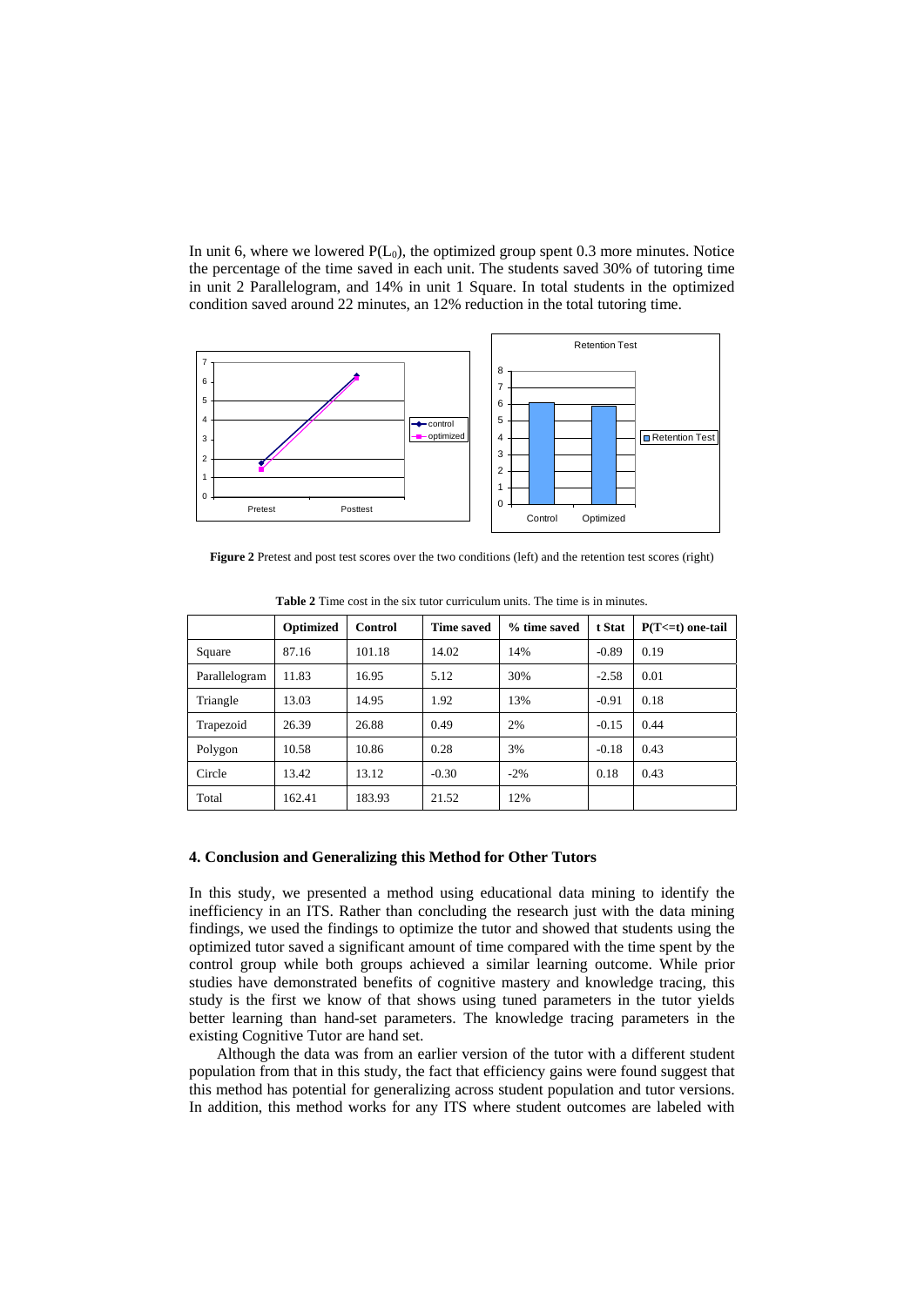In unit 6, where we lowered $P(L_0)$, the optimized group spent 0.3 more minutes. Notice the percentage of the time saved in each unit. The students saved 30% of tutoring time in unit 2 Parallelogram, and 14% in unit 1 Square. In total students in the optimized condition saved around 22 minutes, an 12% reduction in the total tutoring time.

**Figure 2** Pretest and post test scores over the two conditions (left) and the retention test scores (right)

**Table 2** Time cost in the six tutor curriculum units. The time is in minutes.

| | Optimized | Control | Time saved | % time saved | t Stat | P(T<=t) one-tail |
|---|---|---|---|---|---|---|
| Square | 87.16 | 101.18 | 14.02 | 14% | -0.89 | 0.19 |
| Parallelogram | 11.83 | 16.95 | 5.12 | 30% | -2.58 | 0.01 |
| Triangle | 13.03 | 14.95 | 1.92 | 13% | -0.91 | 0.18 |
| Trapezoid | 26.39 | 26.88 | 0.49 | 2% | -0.15 | 0.44 |
| Polygon | 10.58 | 10.86 | 0.28 | 3% | -0.18 | 0.43 |
| Circle | 13.42 | 13.12 | -0.30 | -2% | 0.18 | 0.43 |
| Total | 162.41 | 183.93 | 21.52 | 12% | | |

## 4. Conclusion and Generalizing this Method for Other Tutors

In this study, we presented a method using educational data mining to identify the inefficiency in an ITS. Rather than concluding the research just with the data mining findings, we used the findings to optimize the tutor and showed that students using the optimized tutor saved a significant amount of time compared with the time spent by the control group while both groups achieved a similar learning outcome. While prior studies have demonstrated benefits of cognitive mastery and knowledge tracing, this study is the first we know of that shows using tuned parameters in the tutor yields better learning than hand-set parameters. The knowledge tracing parameters in the existing Cognitive Tutor are hand set.

Although the data was from an earlier version of the tutor with a different student population from that in this study, the fact that efficiency gains were found suggest that this method has potential for generalizing across student population and tutor versions. In addition, this method works for any ITS where student outcomes are labeled with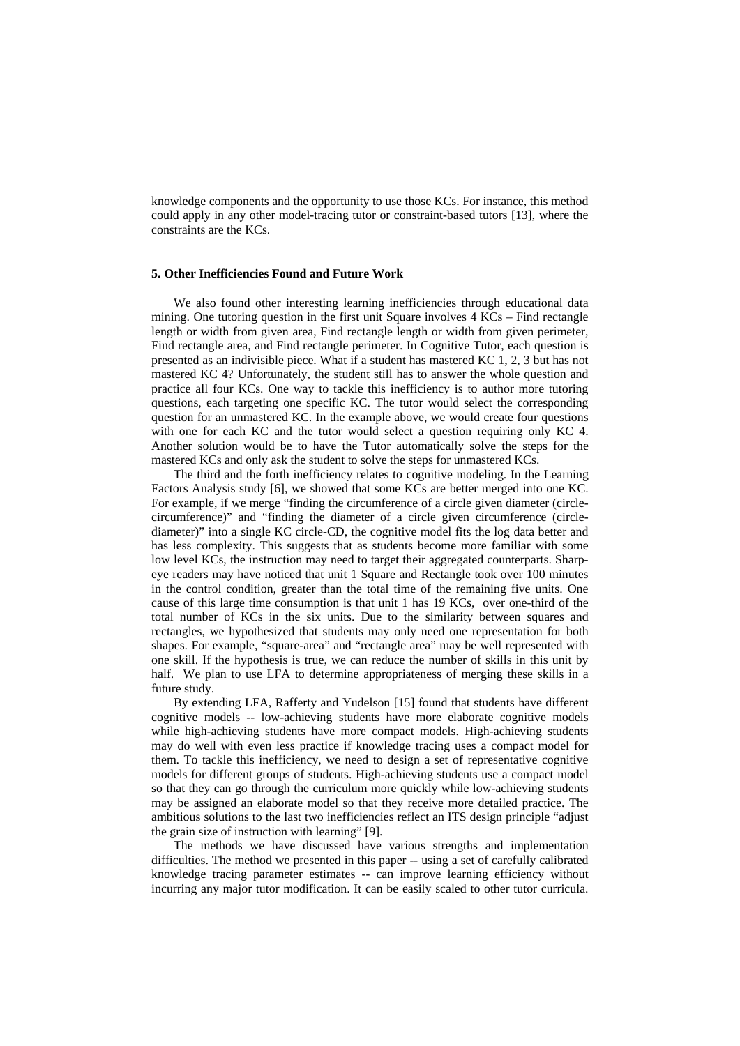knowledge components and the opportunity to use those KCs. For instance, this method could apply in any other model-tracing tutor or constraint-based tutors [13], where the constraints are the KCs.

### 5. Other Inefficiencies Found and Future Work

We also found other interesting learning inefficiencies through educational data mining. One tutoring question in the first unit Square involves 4 KCs – Find rectangle length or width from given area, Find rectangle length or width from given perimeter, Find rectangle area, and Find rectangle perimeter. In Cognitive Tutor, each question is presented as an indivisible piece. What if a student has mastered KC 1, 2, 3 but has not mastered KC 4? Unfortunately, the student still has to answer the whole question and practice all four KCs. One way to tackle this inefficiency is to author more tutoring questions, each targeting one specific KC. The tutor would select the corresponding question for an unmastered KC. In the example above, we would create four questions with one for each KC and the tutor would select a question requiring only KC 4. Another solution would be to have the Tutor automatically solve the steps for the mastered KCs and only ask the student to solve the steps for unmastered KCs.

The third and the forth inefficiency relates to cognitive modeling. In the Learning Factors Analysis study [6], we showed that some KCs are better merged into one KC. For example, if we merge "finding the circumference of a circle given diameter (circle-circumference)" and "finding the diameter of a circle given circumference (circle-diameter)" into a single KC circle-CD, the cognitive model fits the log data better and has less complexity. This suggests that as students become more familiar with some low level KCs, the instruction may need to target their aggregated counterparts. Sharp-eye readers may have noticed that unit 1 Square and Rectangle took over 100 minutes in the control condition, greater than the total time of the remaining five units. One cause of this large time consumption is that unit 1 has 19 KCs, over one-third of the total number of KCs in the six units. Due to the similarity between squares and rectangles, we hypothesized that students may only need one representation for both shapes. For example, "square-area" and "rectangle area" may be well represented with one skill. If the hypothesis is true, we can reduce the number of skills in this unit by half. We plan to use LFA to determine appropriateness of merging these skills in a future study.

By extending LFA, Rafferty and Yudelson [15] found that students have different cognitive models -- low-achieving students have more elaborate cognitive models while high-achieving students have more compact models. High-achieving students may do well with even less practice if knowledge tracing uses a compact model for them. To tackle this inefficiency, we need to design a set of representative cognitive models for different groups of students. High-achieving students use a compact model so that they can go through the curriculum more quickly while low-achieving students may be assigned an elaborate model so that they receive more detailed practice. The ambitious solutions to the last two inefficiencies reflect an ITS design principle "adjust the grain size of instruction with learning" [9].

The methods we have discussed have various strengths and implementation difficulties. The method we presented in this paper -- using a set of carefully calibrated knowledge tracing parameter estimates -- can improve learning efficiency without incurring any major tutor modification. It can be easily scaled to other tutor curricula.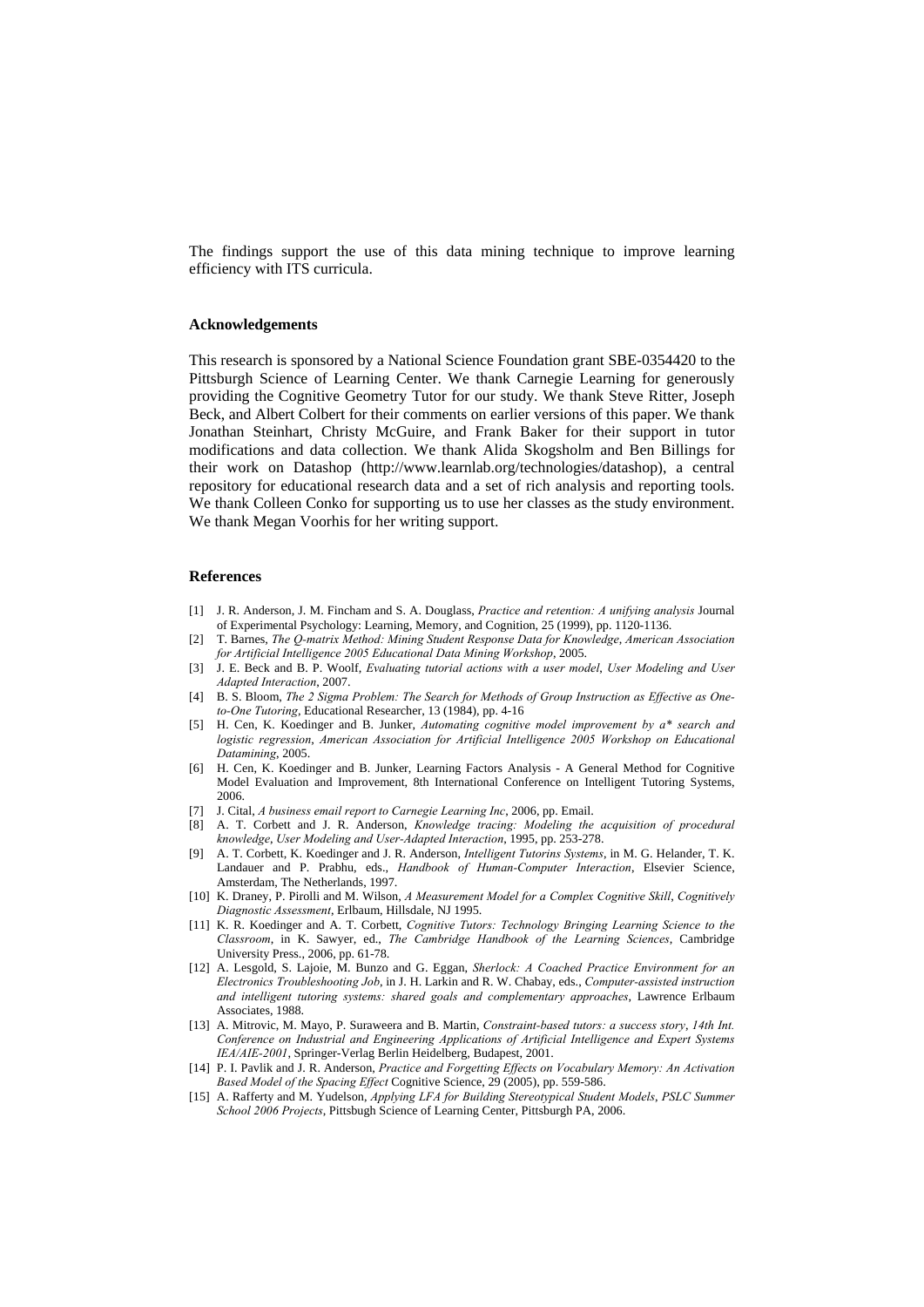The findings support the use of this data mining technique to improve learning efficiency with ITS curricula.

### Acknowledgements

This research is sponsored by a National Science Foundation grant SBE-0354420 to the Pittsburgh Science of Learning Center. We thank Carnegie Learning for generously providing the Cognitive Geometry Tutor for our study. We thank Steve Ritter, Joseph Beck, and Albert Colbert for their comments on earlier versions of this paper. We thank Jonathan Steinhart, Christy McGuire, and Frank Baker for their support in tutor modifications and data collection. We thank Alida Skogsholm and Ben Billings for their work on Datashop (http://www.learnlab.org/technologies/datashop), a central repository for educational research data and a set of rich analysis and reporting tools. We thank Colleen Conko for supporting us to use her classes as the study environment. We thank Megan Voorhis for her writing support.

### References

[1] J. R. Anderson, J. M. Fincham and S. A. Douglass, *Practice and retention: A unifying analysis* Journal of Experimental Psychology: Learning, Memory, and Cognition, 25 (1999), pp. 1120-1136.

[2] T. Barnes, *The Q-matrix Method: Mining Student Response Data for Knowledge*, *American Association for Artificial Intelligence 2005 Educational Data Mining Workshop*, 2005.

[3] J. E. Beck and B. P. Woolf, *Evaluating tutorial actions with a user model*, *User Modeling and User Adapted Interaction*, 2007.

[4] B. S. Bloom, *The 2 Sigma Problem: The Search for Methods of Group Instruction as Effective as One-to-One Tutoring*, Educational Researcher, 13 (1984), pp. 4-16

[5] H. Cen, K. Koedinger and B. Junker, *Automating cognitive model improvement by a\* search and logistic regression*, *American Association for Artificial Intelligence 2005 Workshop on Educational Datamining*, 2005.

[6] H. Cen, K. Koedinger and B. Junker, Learning Factors Analysis - A General Method for Cognitive Model Evaluation and Improvement, 8th International Conference on Intelligent Tutoring Systems, 2006.

[7] J. Cital, *A business email report to Carnegie Learning Inc*, 2006, pp. Email.

[8] A. T. Corbett and J. R. Anderson, *Knowledge tracing: Modeling the acquisition of procedural knowledge*, *User Modeling and User-Adapted Interaction*, 1995, pp. 253-278.

[9] A. T. Corbett, K. Koedinger and J. R. Anderson, *Intelligent Tutorins Systems*, in M. G. Helander, T. K. Landauer and P. Prabhu, eds., *Handbook of Human-Computer Interaction*, Elsevier Science, Amsterdam, The Netherlands, 1997.

[10] K. Draney, P. Pirolli and M. Wilson, *A Measurement Model for a Complex Cognitive Skill*, *Cognitively Diagnostic Assessment*, Erlbaum, Hillsdale, NJ 1995.

[11] K. R. Koedinger and A. T. Corbett, *Cognitive Tutors: Technology Bringing Learning Science to the Classroom*, in K. Sawyer, ed., *The Cambridge Handbook of the Learning Sciences*, Cambridge University Press., 2006, pp. 61-78.

[12] A. Lesgold, S. Lajoie, M. Bunzo and G. Eggan, *Sherlock: A Coached Practice Environment for an Electronics Troubleshooting Job*, in J. H. Larkin and R. W. Chabay, eds., *Computer-assisted instruction and intelligent tutoring systems: shared goals and complementary approaches*, Lawrence Erlbaum Associates, 1988.

[13] A. Mitrovic, M. Mayo, P. Suraweera and B. Martin, *Constraint-based tutors: a success story*, *14th Int. Conference on Industrial and Engineering Applications of Artificial Intelligence and Expert Systems IEA/AIE-2001*, Springer-Verlag Berlin Heidelberg, Budapest, 2001.

[14] P. I. Pavlik and J. R. Anderson, *Practice and Forgetting Effects on Vocabulary Memory: An Activation Based Model of the Spacing Effect* Cognitive Science, 29 (2005), pp. 559-586.

[15] A. Rafferty and M. Yudelson, *Applying LFA for Building Stereotypical Student Models*, *PSLC Summer School 2006 Projects*, Pittsbugh Science of Learning Center, Pittsburgh PA, 2006.